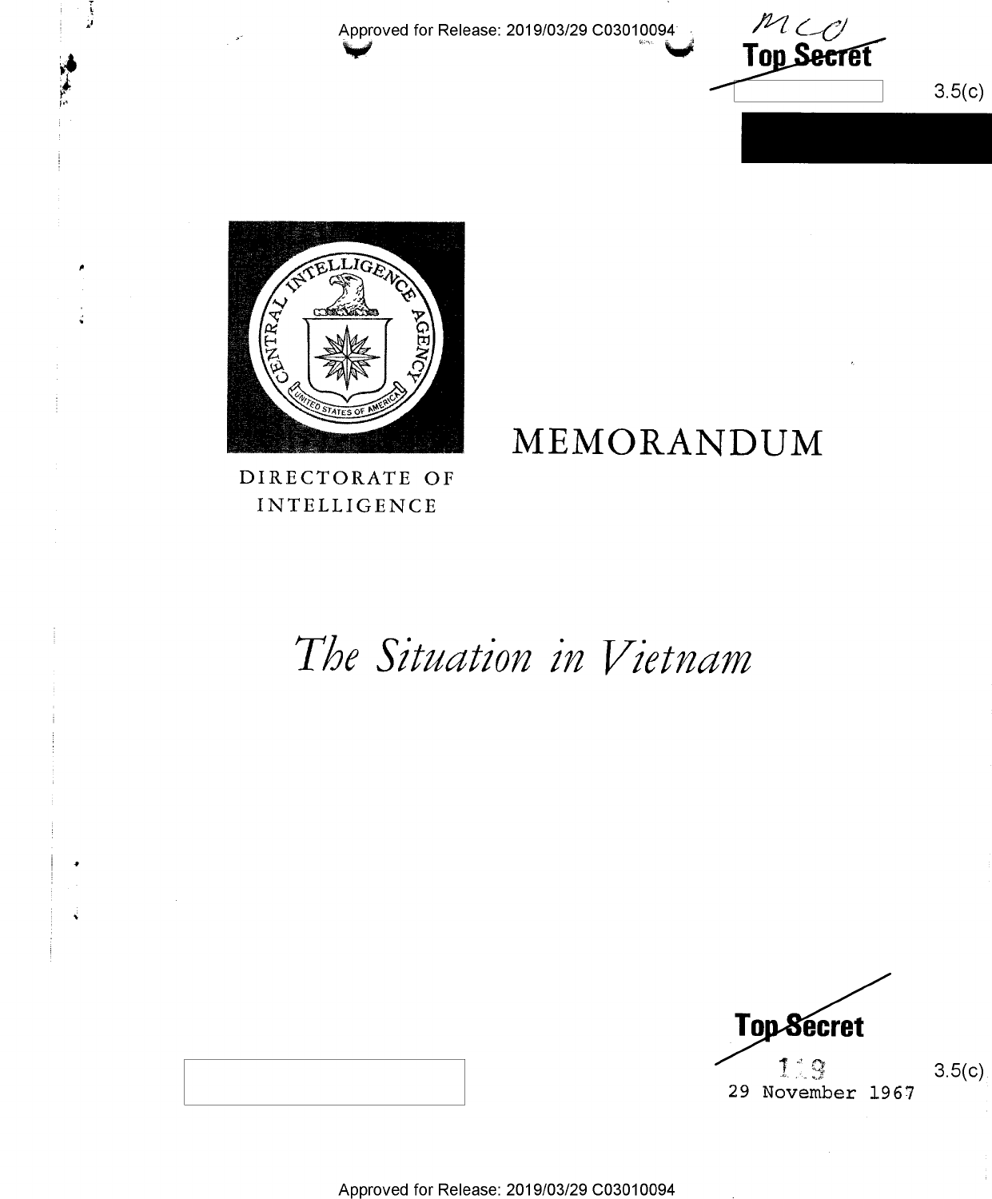Approved for Release: 2019/03/29 C03010094

MCO

Top Secret

3.5(c)

DIRECTORATE OF INTELLIGENCE

# MEMORANDUM

# *The Situation in Vietnam*

Top Secret

3.5(c)

29 November 1967

Approved for Release: 2019/03/29 C03010094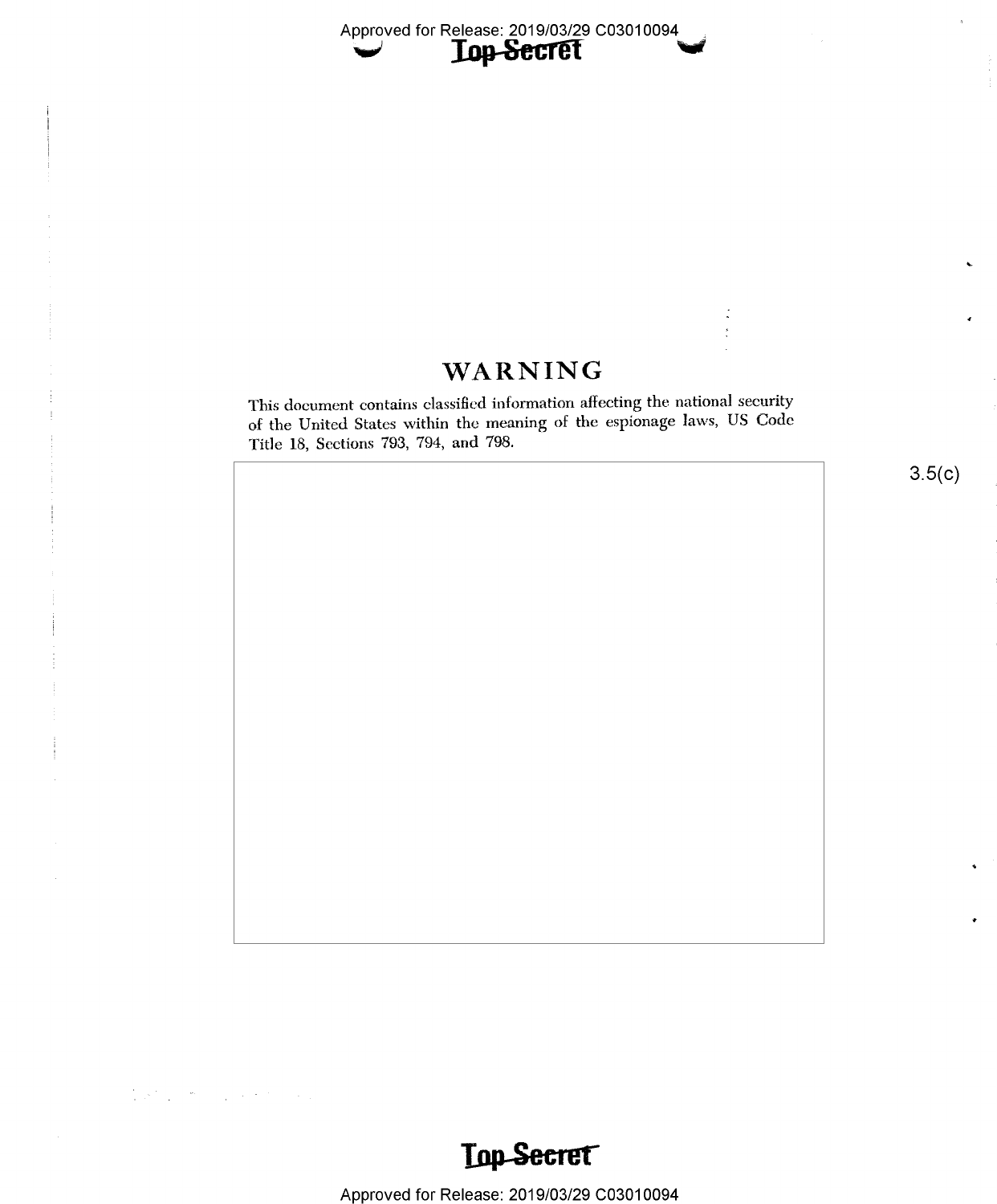## WARNING

This document contains classified information affecting the national security of the United States within the meaning of the espionage laws, US Code Title 18, Sections 793, 794, and 798.

3.5(c)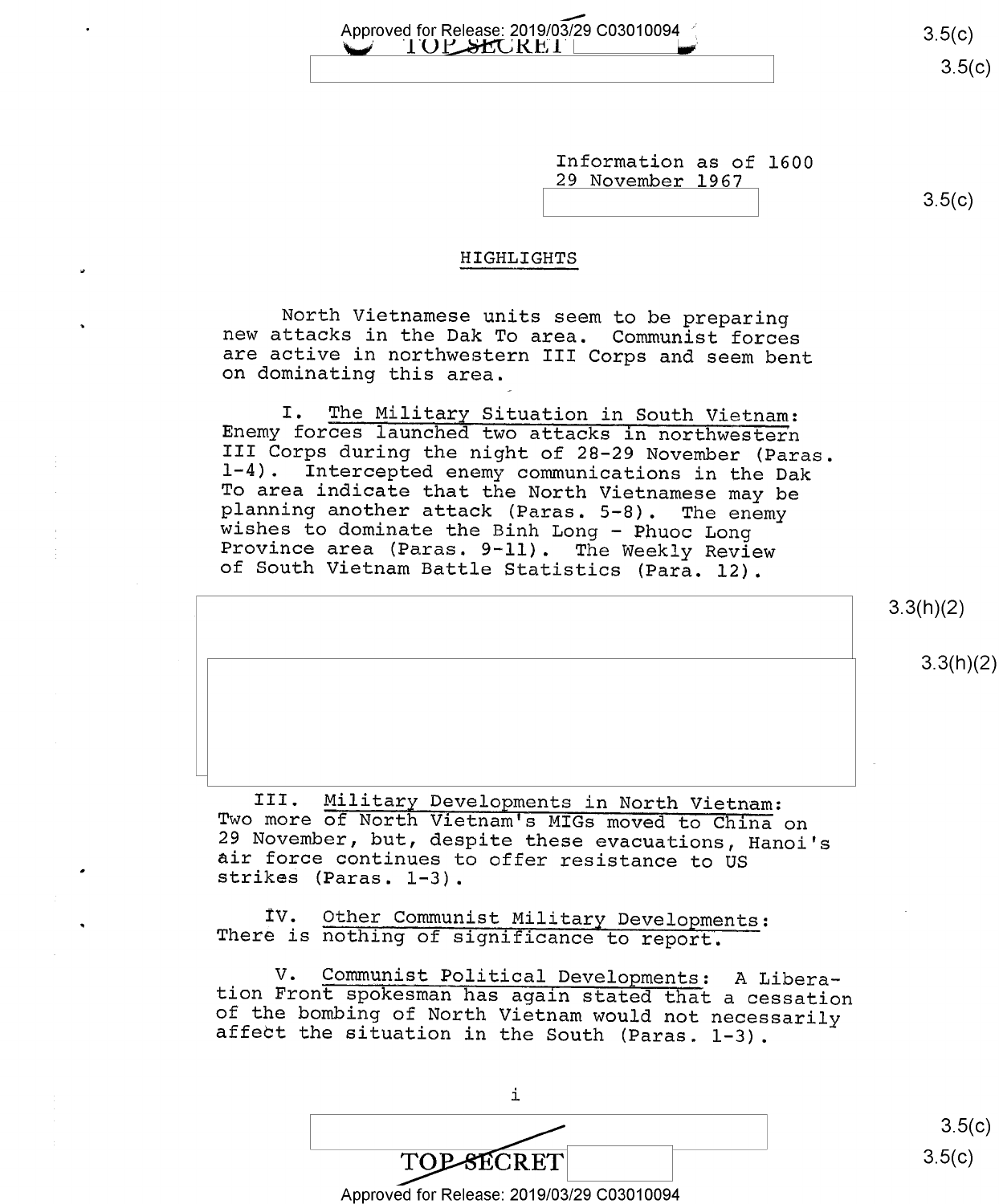Information as of 1600
29 November 1967

## HIGHLIGHTS

North Vietnamese units seem to be preparing new attacks in the Dak To area. Communist forces are active in northwestern III Corps and seem bent on dominating this area.

I. The Military Situation in South Vietnam: Enemy forces launched two attacks in northwestern III Corps during the night of 28-29 November (Paras. 1-4). Intercepted enemy communications in the Dak To area indicate that the North Vietnamese may be planning another attack (Paras. 5-8). The enemy wishes to dominate the Binh Long - Phuoc Long Province area (Paras. 9-11). The Weekly Review of South Vietnam Battle Statistics (Para. 12).

3.3(h)(2)

3.3(h)(2)

III. Military Developments in North Vietnam: Two more of North Vietnam's MIGs moved to China on 29 November, but, despite these evacuations, Hanoi's air force continues to offer resistance to US strikes (Paras. 1-3).

IV. Other Communist Military Developments: There is nothing of significance to report.

V. Communist Political Developments: A Liberation Front spokesman has again stated that a cessation of the bombing of North Vietnam would not necessarily affect the situation in the South (Paras. 1-3).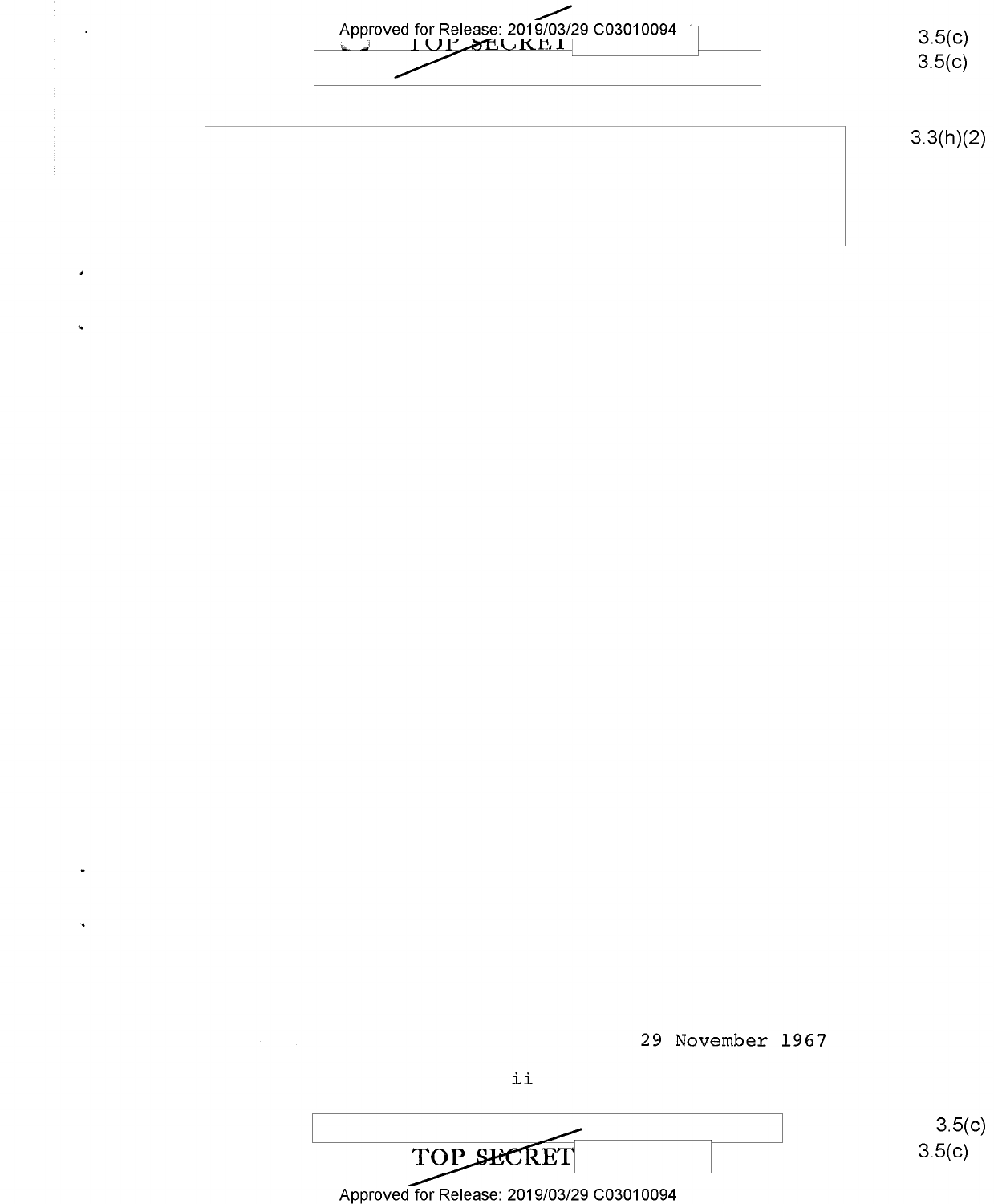29 November 1967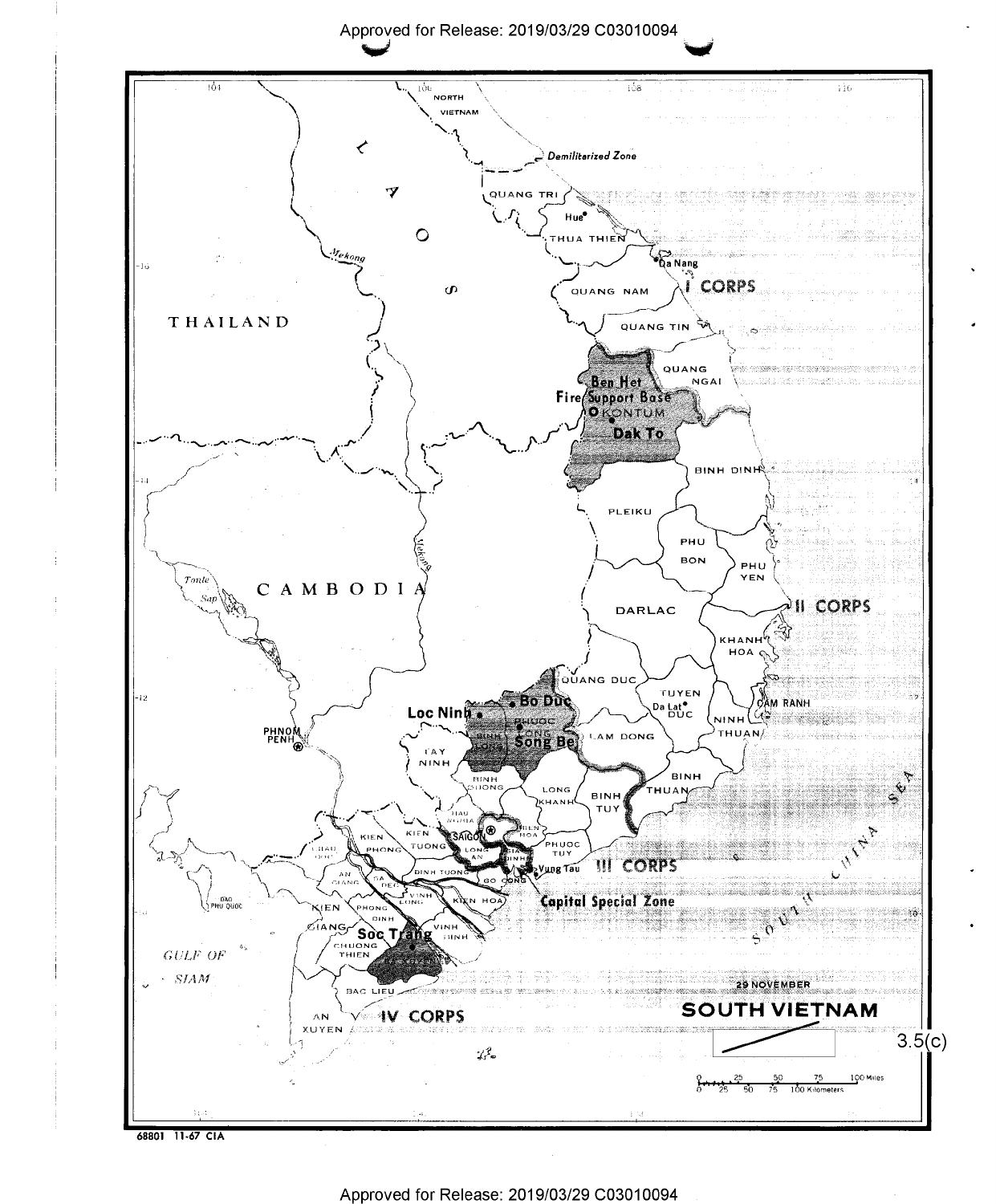NORTH VIETNAM

Demilitarized Zone

LAOS

THAILAND

CAMBODIA

Mekong

Tonle Sap

PHNOM PENH

QUANG TRI

Hue

THUA THIEN

Da Nang

QUANG NAM

I CORPS

QUANG TIN

QUANG NGAI

Ben Het

Fire Support Base

KONTUM

Dak To

BINH DINH

PLEIKU

PHU BON

PHU YEN

II CORPS

DARLAC

KHANH HOA

QUANG DUC

Bo Duc

Loc Ninh

PHUOC LONG

BINH LONG

Song Be

TUYEN DUC

Da Lat

CAM RANH

NINH THUAN

LAM DONG

TAY NINH

BINH DUONG

LONG KHANH

BINH TUY

BINH THUAN

HAU NGHIA

SAIGON

BIEN HOA

LONG AN

GIA DINH

PHUOC TUY

Vung Tau

III CORPS

KIEN TUONG

KIEN PHONG

CHAU DOC

AN GIANG

SA DEC

DINH TUONG

GO CONG

VINH LONG

KIEN HOA

Capital Special Zone

DAO PHU QUOC

KIEN GIANG

PHONG DINH

Soc Trang

VINH BINH

CHUONG THIEN

BA XUYEN

BAC LIEU

AN XUYEN

IV CORPS

GULF OF SIAM

SOUTH CHINA SEA

29 NOVEMBER

SOUTH VIETNAM

3.5(c)

0 25 50 75 100 Miles

0 25 50 75 100 Kilometers

68801 11-67 CIA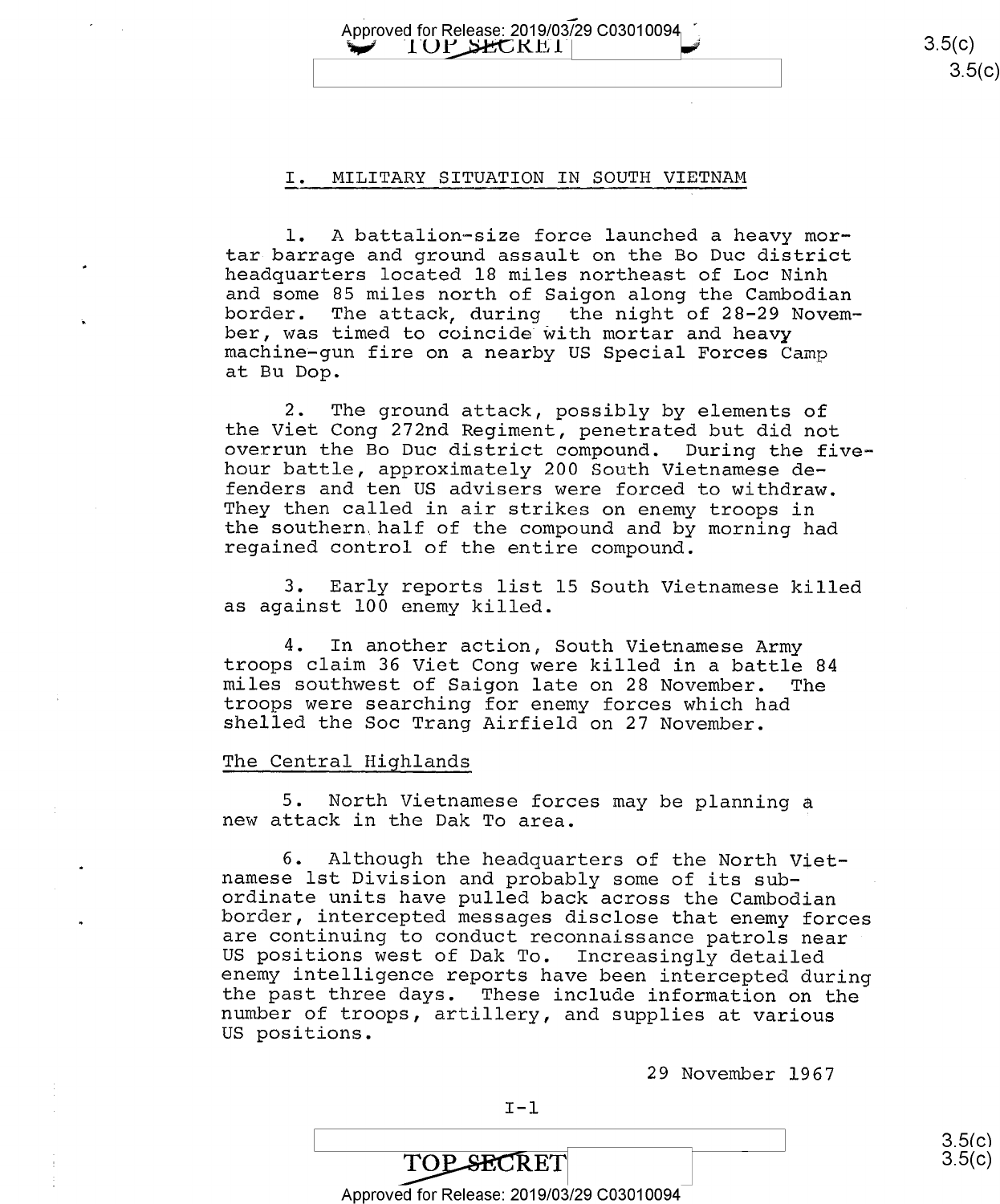## I. MILITARY SITUATION IN SOUTH VIETNAM

1. A battalion-size force launched a heavy mortar barrage and ground assault on the Bo Duc district headquarters located 18 miles northeast of Loc Ninh and some 85 miles north of Saigon along the Cambodian border. The attack, during the night of 28-29 November, was timed to coincide with mortar and heavy machine-gun fire on a nearby US Special Forces Camp at Bu Dop.

2. The ground attack, possibly by elements of the Viet Cong 272nd Regiment, penetrated but did not overrun the Bo Duc district compound. During the five-hour battle, approximately 200 South Vietnamese defenders and ten US advisers were forced to withdraw. They then called in air strikes on enemy troops in the southern half of the compound and by morning had regained control of the entire compound.

3. Early reports list 15 South Vietnamese killed as against 100 enemy killed.

4. In another action, South Vietnamese Army troops claim 36 Viet Cong were killed in a battle 84 miles southwest of Saigon late on 28 November. The troops were searching for enemy forces which had shelled the Soc Trang Airfield on 27 November.

### The Central Highlands

5. North Vietnamese forces may be planning a new attack in the Dak To area.

6. Although the headquarters of the North Vietnamese 1st Division and probably some of its subordinate units have pulled back across the Cambodian border, intercepted messages disclose that enemy forces are continuing to conduct reconnaissance patrols near US positions west of Dak To. Increasingly detailed enemy intelligence reports have been intercepted during the past three days. These include information on the number of troops, artillery, and supplies at various US positions.

29 November 1967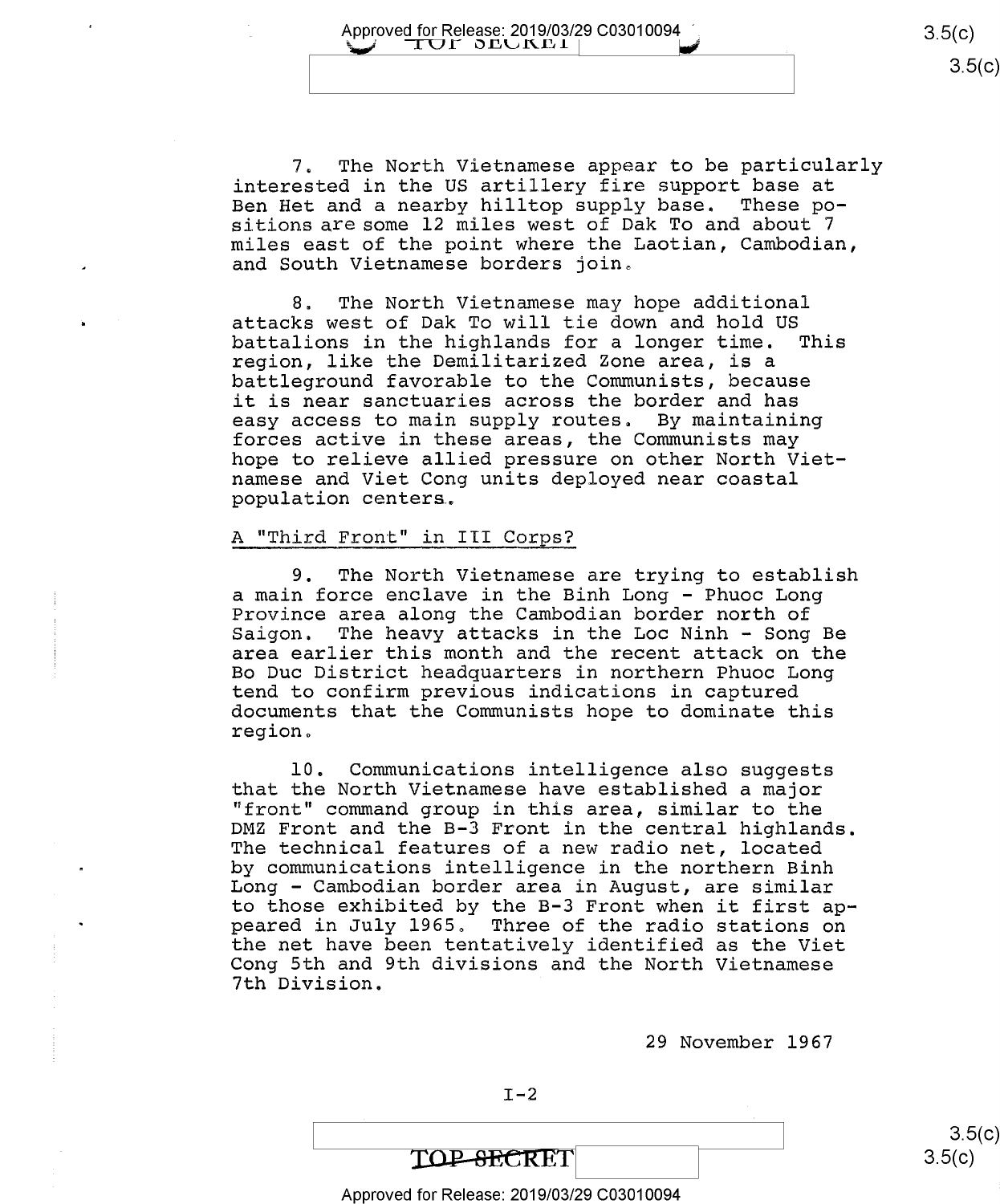7. The North Vietnamese appear to be particularly interested in the US artillery fire support base at Ben Het and a nearby hilltop supply base. These positions are some 12 miles west of Dak To and about 7 miles east of the point where the Laotian, Cambodian, and South Vietnamese borders join.

8. The North Vietnamese may hope additional attacks west of Dak To will tie down and hold US battalions in the highlands for a longer time. This region, like the Demilitarized Zone area, is a battleground favorable to the Communists, because it is near sanctuaries across the border and has easy access to main supply routes. By maintaining forces active in these areas, the Communists may hope to relieve allied pressure on other North Vietnamese and Viet Cong units deployed near coastal population centers.

## A "Third Front" in III Corps?

9. The North Vietnamese are trying to establish a main force enclave in the Binh Long - Phuoc Long Province area along the Cambodian border north of Saigon. The heavy attacks in the Loc Ninh - Song Be area earlier this month and the recent attack on the Bo Duc District headquarters in northern Phuoc Long tend to confirm previous indications in captured documents that the Communists hope to dominate this region.

10. Communications intelligence also suggests that the North Vietnamese have established a major "front" command group in this area, similar to the DMZ Front and the B-3 Front in the central highlands. The technical features of a new radio net, located by communications intelligence in the northern Binh Long - Cambodian border area in August, are similar to those exhibited by the B-3 Front when it first appeared in July 1965. Three of the radio stations on the net have been tentatively identified as the Viet Cong 5th and 9th divisions and the North Vietnamese 7th Division.

29 November 1967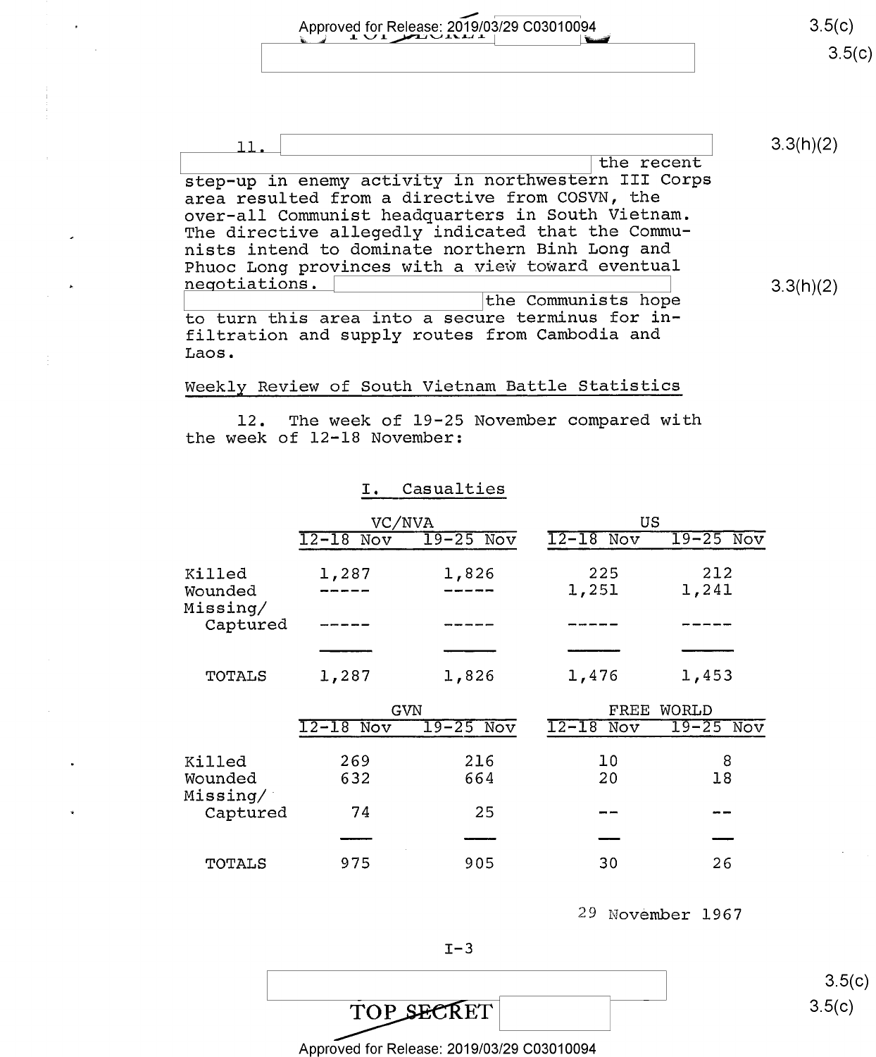11. [redacted] the recent step-up in enemy activity in northwestern III Corps area resulted from a directive from COSVN, the over-all Communist headquarters in South Vietnam. The directive allegedly indicated that the Communists intend to dominate northern Binh Long and Phuoc Long provinces with a view toward eventual negotiations. [redacted] the Communists hope to turn this area into a secure terminus for infiltration and supply routes from Cambodia and Laos.

Weekly Review of South Vietnam Battle Statistics

12. The week of 19-25 November compared with the week of 12-18 November:

I. Casualties

| | VC/NVA | | US | |
|---|---|---|---|---|
| | 12-18 Nov | 19-25 Nov | 12-18 Nov | 19-25 Nov |
| Killed | 1,287 | 1,826 | 225 | 212 |
| Wounded | ----- | ----- | 1,251 | 1,241 |
| Missing/ Captured | ----- | ----- | ----- | ----- |
| TOTALS | 1,287 | 1,826 | 1,476 | 1,453 |

| | GVN | | FREE WORLD | |
|---|---|---|---|---|
| | 12-18 Nov | 19-25 Nov | 12-18 Nov | 19-25 Nov |
| Killed | 269 | 216 | 10 | 8 |
| Wounded | 632 | 664 | 20 | 18 |
| Missing/ Captured | 74 | 25 | -- | -- |
| TOTALS | 975 | 905 | 30 | 26 |

29 November 1967

I-3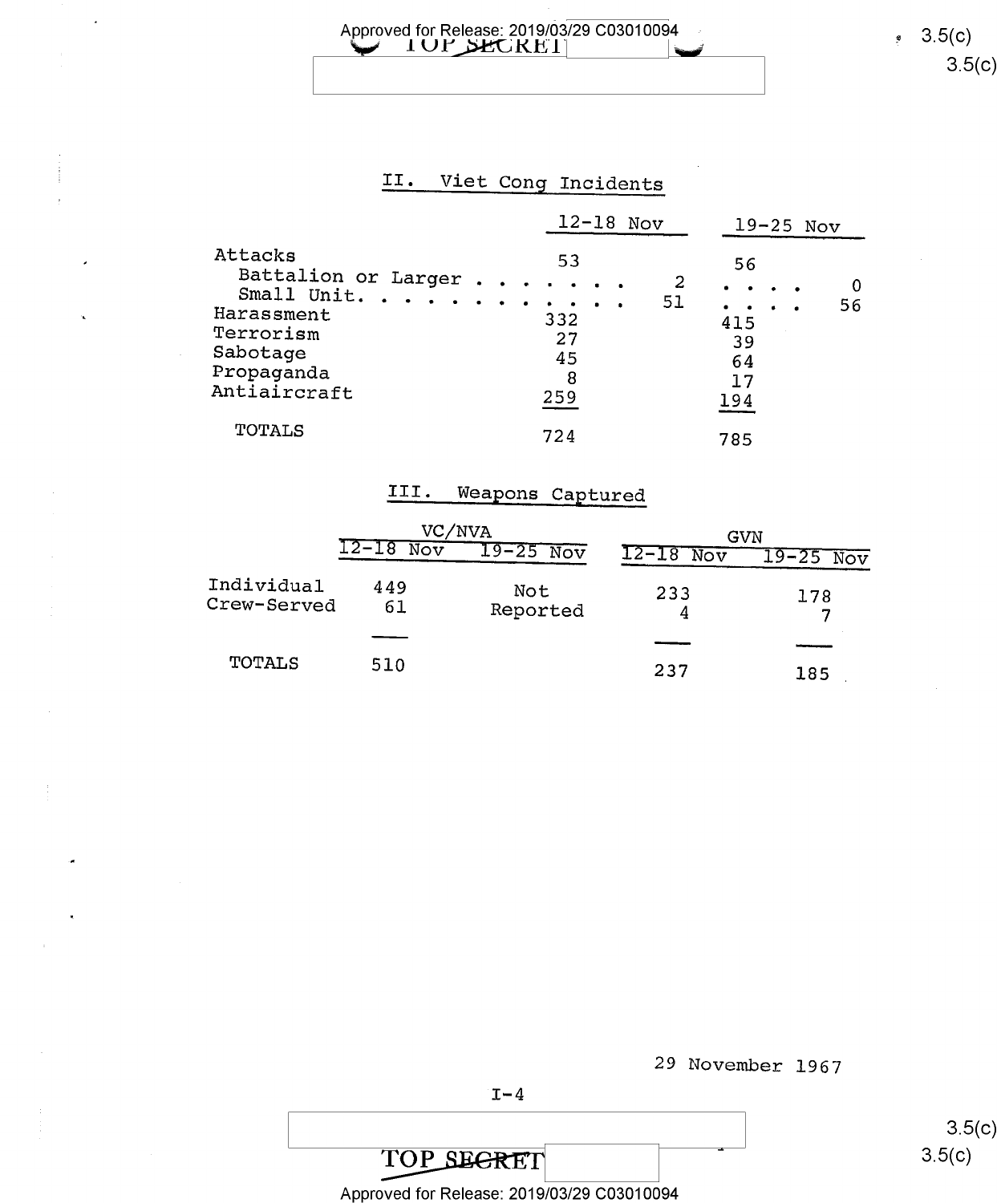## II. Viet Cong Incidents

| | 12-18 Nov | | 19-25 Nov | |
|---|---|---|---|---|
| Attacks | 53 | | 56 | |
| Battalion or Larger | | 2 | | 0 |
| Small Unit | | 51 | | 56 |
| Harassment | 332 | | 415 | |
| Terrorism | 27 | | 39 | |
| Sabotage | 45 | | 64 | |
| Propaganda | 8 | | 17 | |
| Antiaircraft | 259 | | 194 | |
| TOTALS | 724 | | 785 | |

## III. Weapons Captured

| | VC/NVA | | GVN | |
|---|---|---|---|---|
| | 12-18 Nov | 19-25 Nov | 12-18 Nov | 19-25 Nov |
| Individual | 449 | Not Reported | 233 | 178 |
| Crew-Served | 61 | | 4 | 7 |
| TOTALS | 510 | | 237 | 185 |

29 November 1967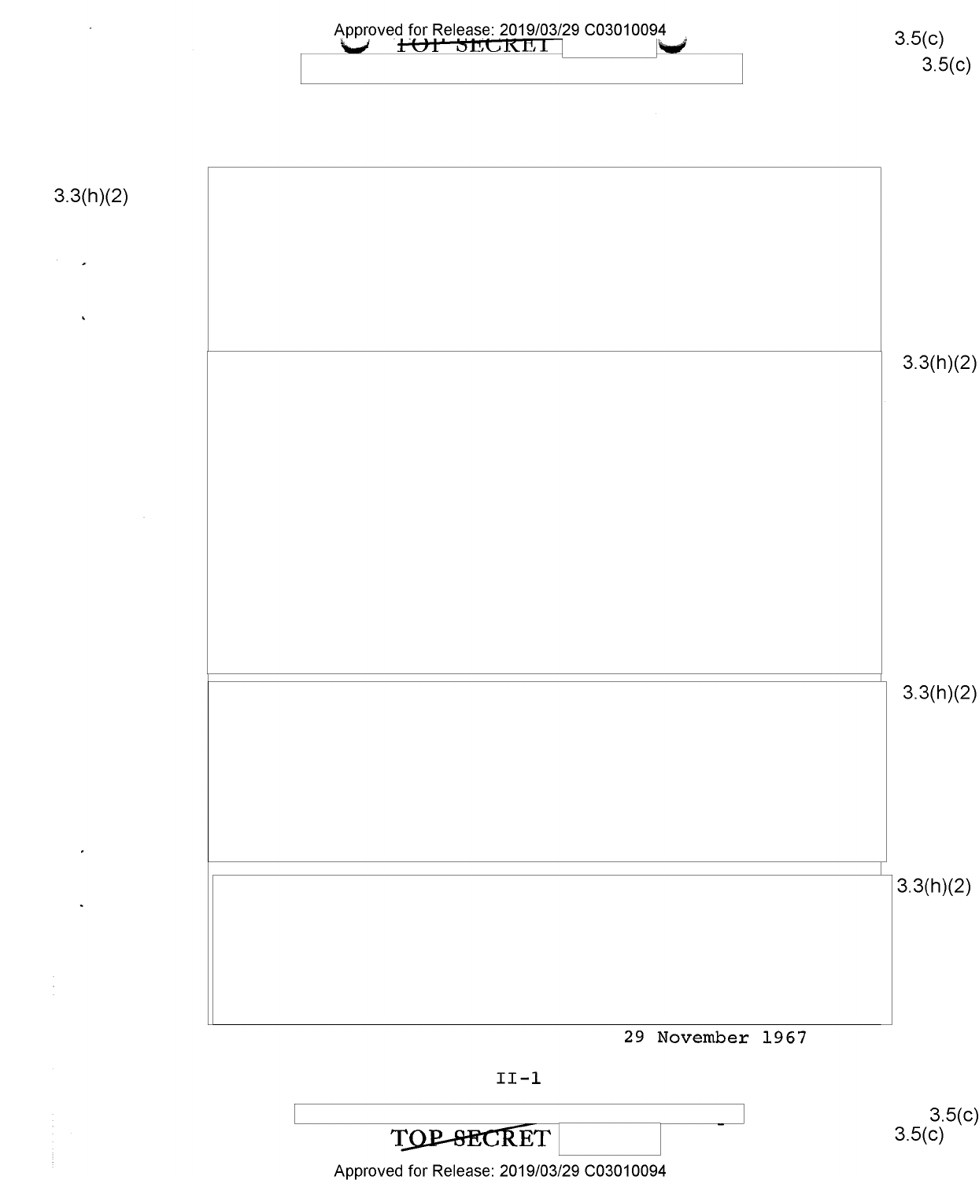3.3(h)(2)

3.3(h)(2)

3.3(h)(2)

3.3(h)(2)

29 November 1967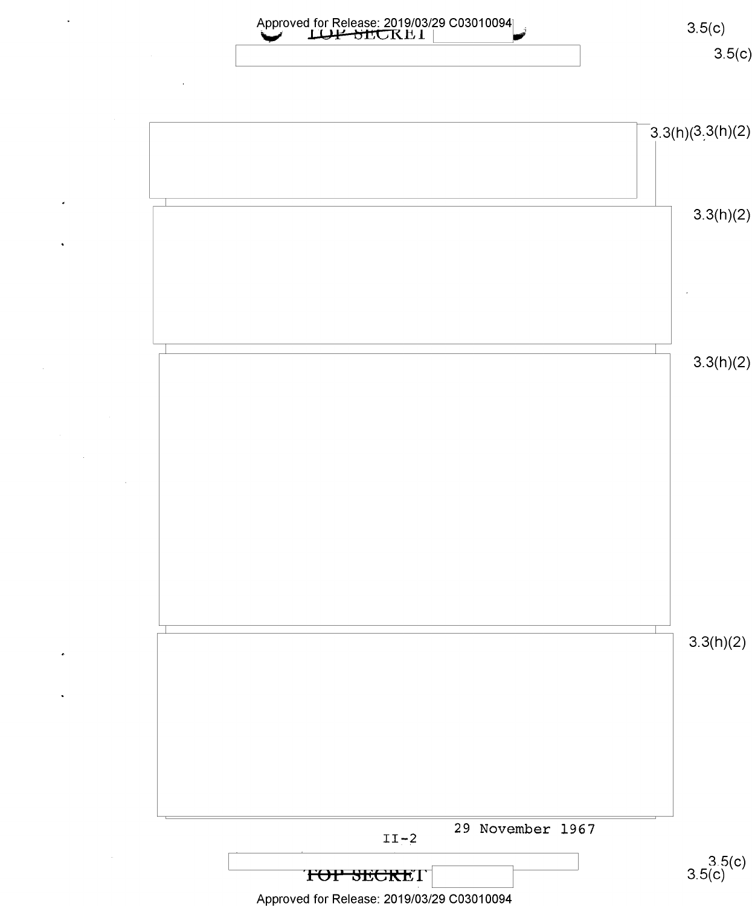TOP SECRET

3.5(c)

3.5(c)

3.3(h)(2)

3.3(h)(2)

3.3(h)(2)

3.3(h)(2)

29 November 1967

II-2

TOP SECRET

3.5(c)

3.5(c)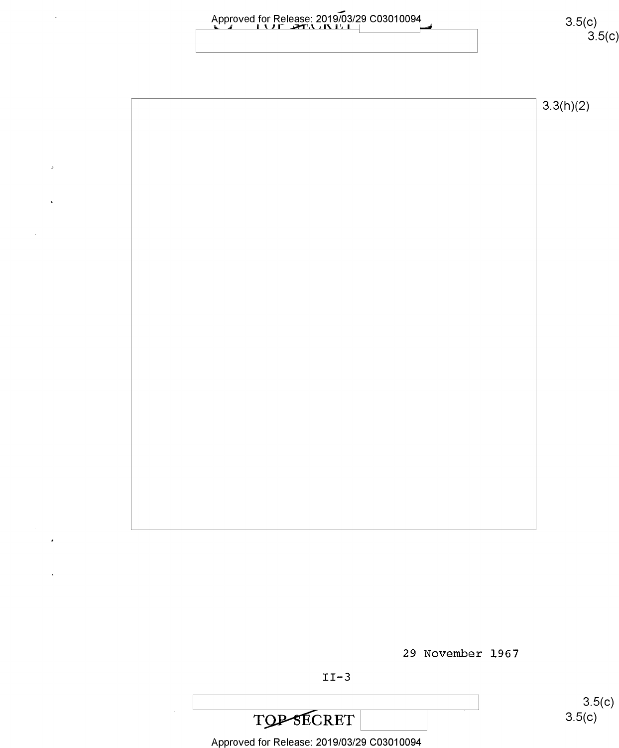3.3(h)(2)

29 November 1967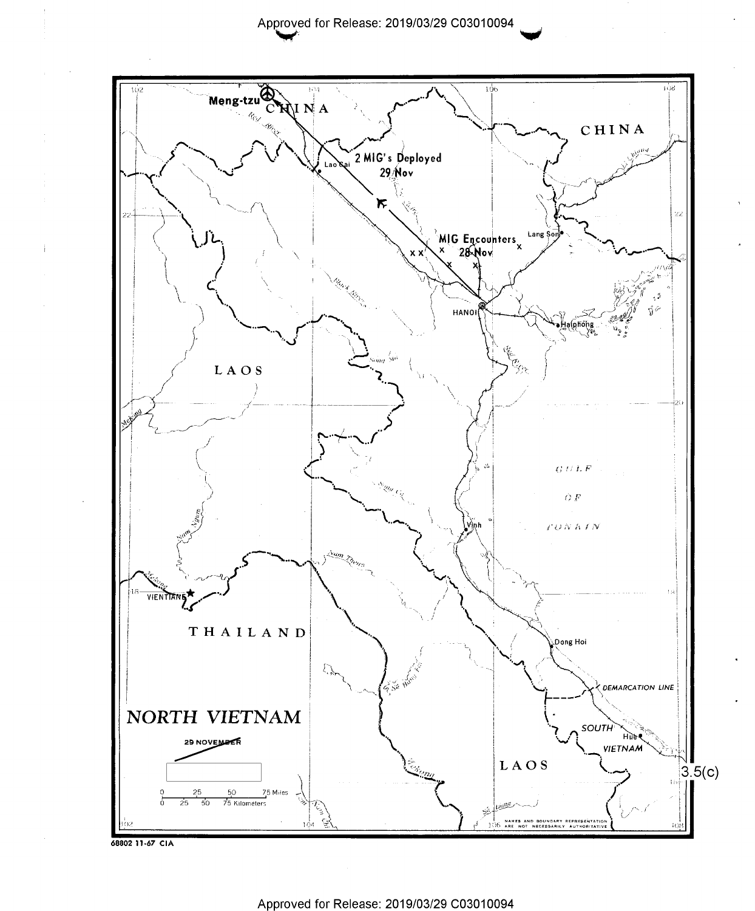Meng-tzu

CHINA

2 MIG's Deployed 29 Nov

Lao Cai

MIG Encounters 28 Nov

Lang Son

HANOI

Haiphong

LAOS

GULF OF TONKIN

Vinh

VIENTIANE

THAILAND

Dong Hoi

DEMARCATION LINE

SOUTH VIETNAM

Hue

LAOS

NORTH VIETNAM

29 NOVEMBER

0 25 50 75 Miles

0 25 50 75 Kilometers

NAMES AND BOUNDARY REPRESENTATION ARE NOT NECESSARILY AUTHORITATIVE

3.5(c)

68802 11-67 CIA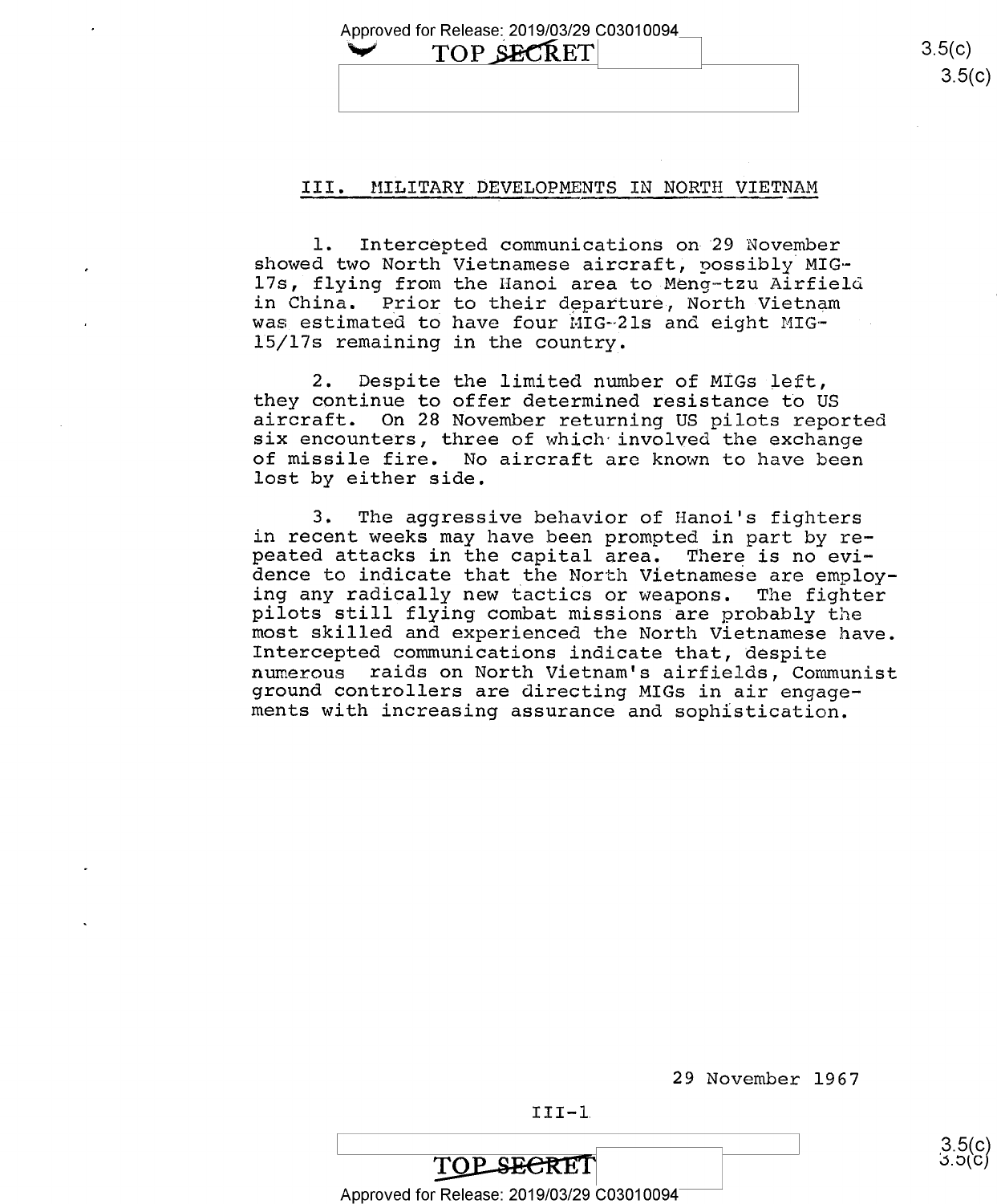## III. MILITARY DEVELOPMENTS IN NORTH VIETNAM

1. Intercepted communications on 29 November showed two North Vietnamese aircraft, possibly MIG-17s, flying from the Hanoi area to Meng-tzu Airfield in China. Prior to their departure, North Vietnam was estimated to have four MIG-21s and eight MIG-15/17s remaining in the country.

2. Despite the limited number of MIGs left, they continue to offer determined resistance to US aircraft. On 28 November returning US pilots reported six encounters, three of which involved the exchange of missile fire. No aircraft are known to have been lost by either side.

3. The aggressive behavior of Hanoi's fighters in recent weeks may have been prompted in part by repeated attacks in the capital area. There is no evidence to indicate that the North Vietnamese are employing any radically new tactics or weapons. The fighter pilots still flying combat missions are probably the most skilled and experienced the North Vietnamese have. Intercepted communications indicate that, despite numerous raids on North Vietnam's airfields, Communist ground controllers are directing MIGs in air engagements with increasing assurance and sophistication.

29 November 1967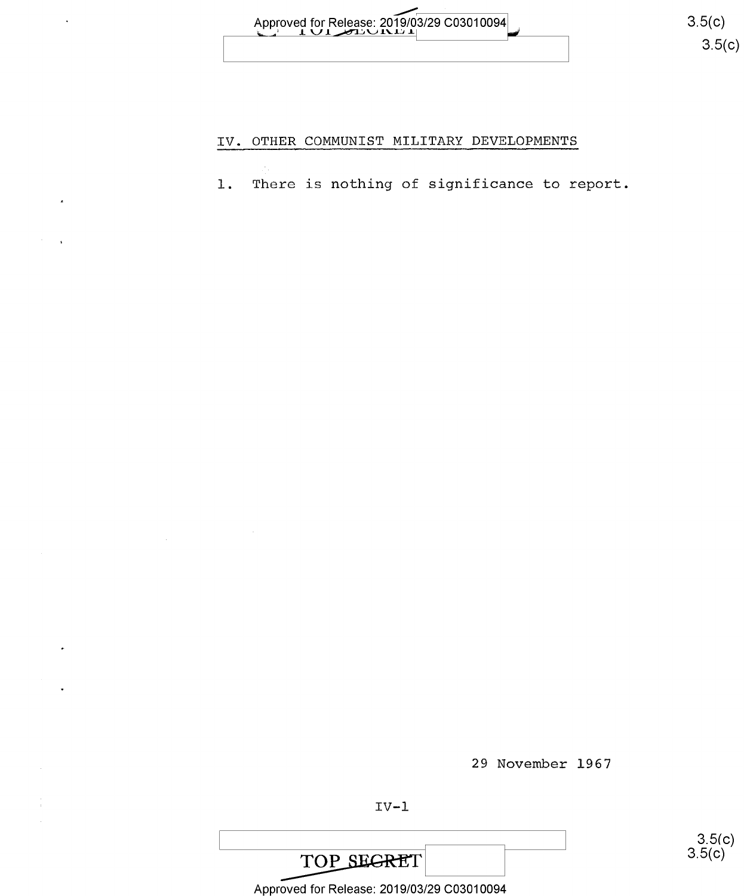## IV. OTHER COMMUNIST MILITARY DEVELOPMENTS

1. There is nothing of significance to report.

29 November 1967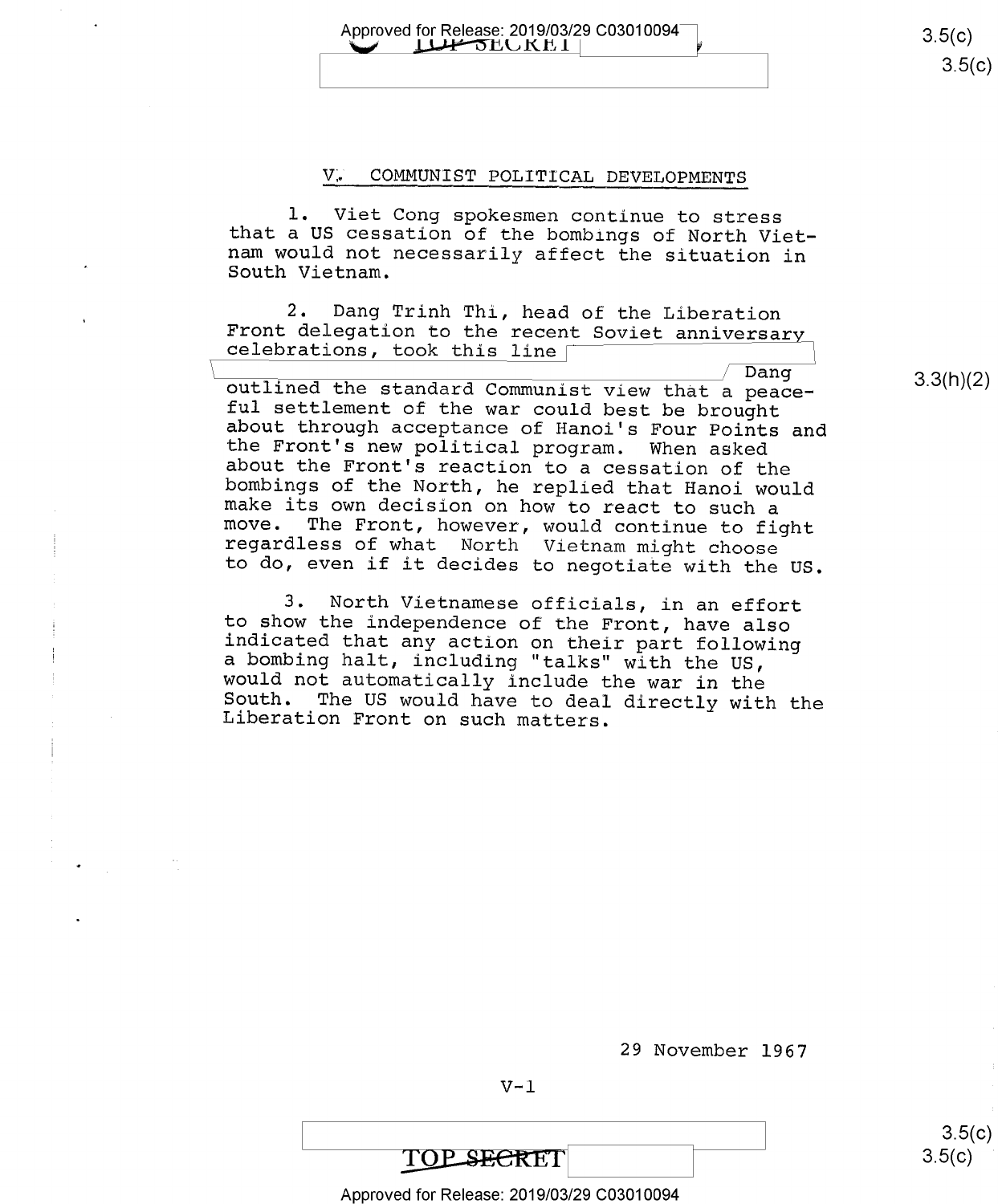## V. COMMUNIST POLITICAL DEVELOPMENTS

1. Viet Cong spokesmen continue to stress that a US cessation of the bombings of North Vietnam would not necessarily affect the situation in South Vietnam.

2. Dang Trinh Thi, head of the Liberation Front delegation to the recent Soviet anniversary celebrations, took this line [redacted] Dang outlined the standard Communist view that a peaceful settlement of the war could best be brought about through acceptance of Hanoi's Four Points and the Front's new political program. When asked about the Front's reaction to a cessation of the bombings of the North, he replied that Hanoi would make its own decision on how to react to such a move. The Front, however, would continue to fight regardless of what North Vietnam might choose to do, even if it decides to negotiate with the US.

3. North Vietnamese officials, in an effort to show the independence of the Front, have also indicated that any action on their part following a bombing halt, including "talks" with the US, would not automatically include the war in the South. The US would have to deal directly with the Liberation Front on such matters.

29 November 1967

V-1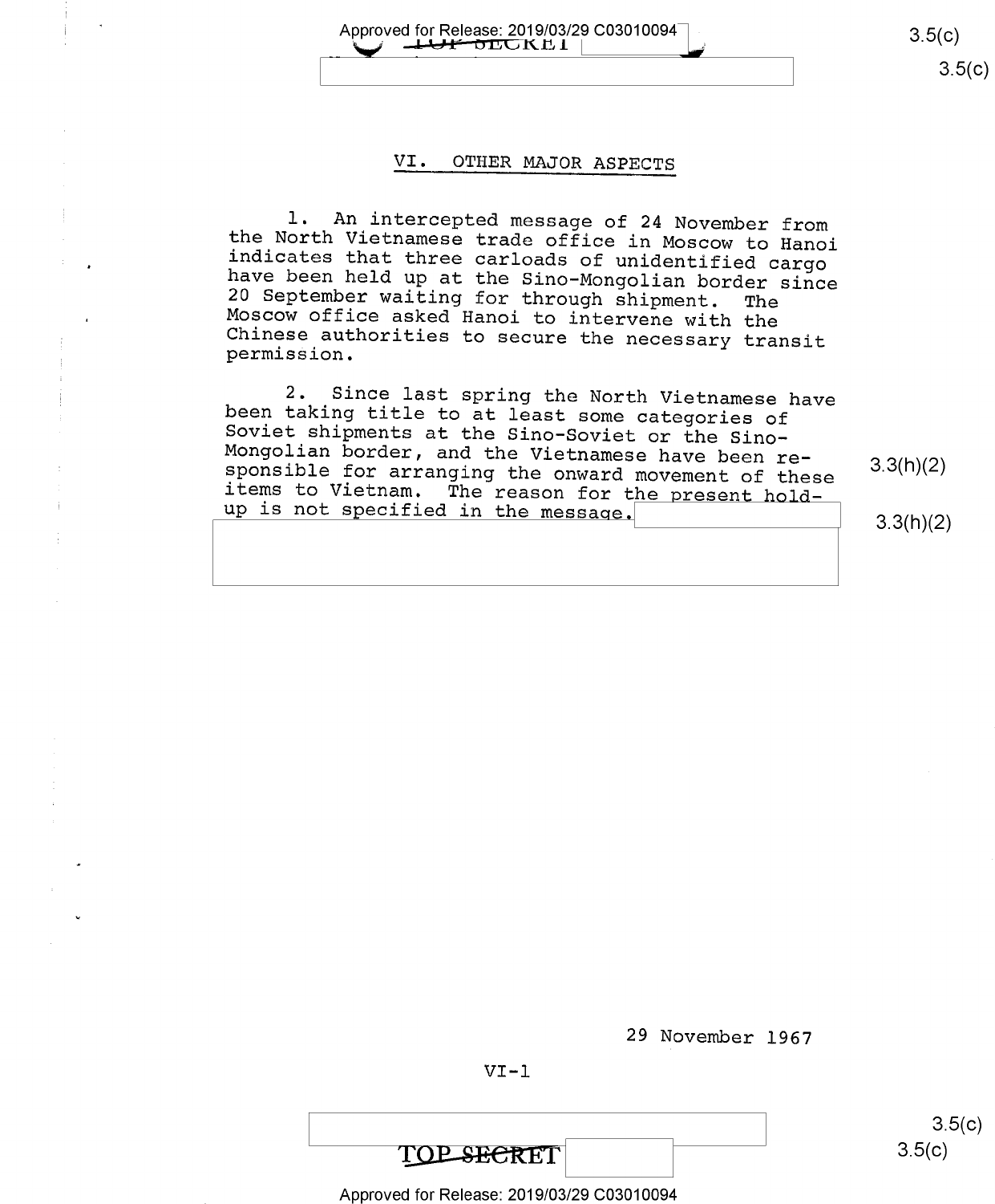## VI. OTHER MAJOR ASPECTS

1. An intercepted message of 24 November from the North Vietnamese trade office in Moscow to Hanoi indicates that three carloads of unidentified cargo have been held up at the Sino-Mongolian border since 20 September waiting for through shipment. The Moscow office asked Hanoi to intervene with the Chinese authorities to secure the necessary transit permission.

2. Since last spring the North Vietnamese have been taking title to at least some categories of Soviet shipments at the Sino-Soviet or the Sino-Mongolian border, and the Vietnamese have been responsible for arranging the onward movement of these items to Vietnam. The reason for the present hold-up is not specified in the message.

29 November 1967